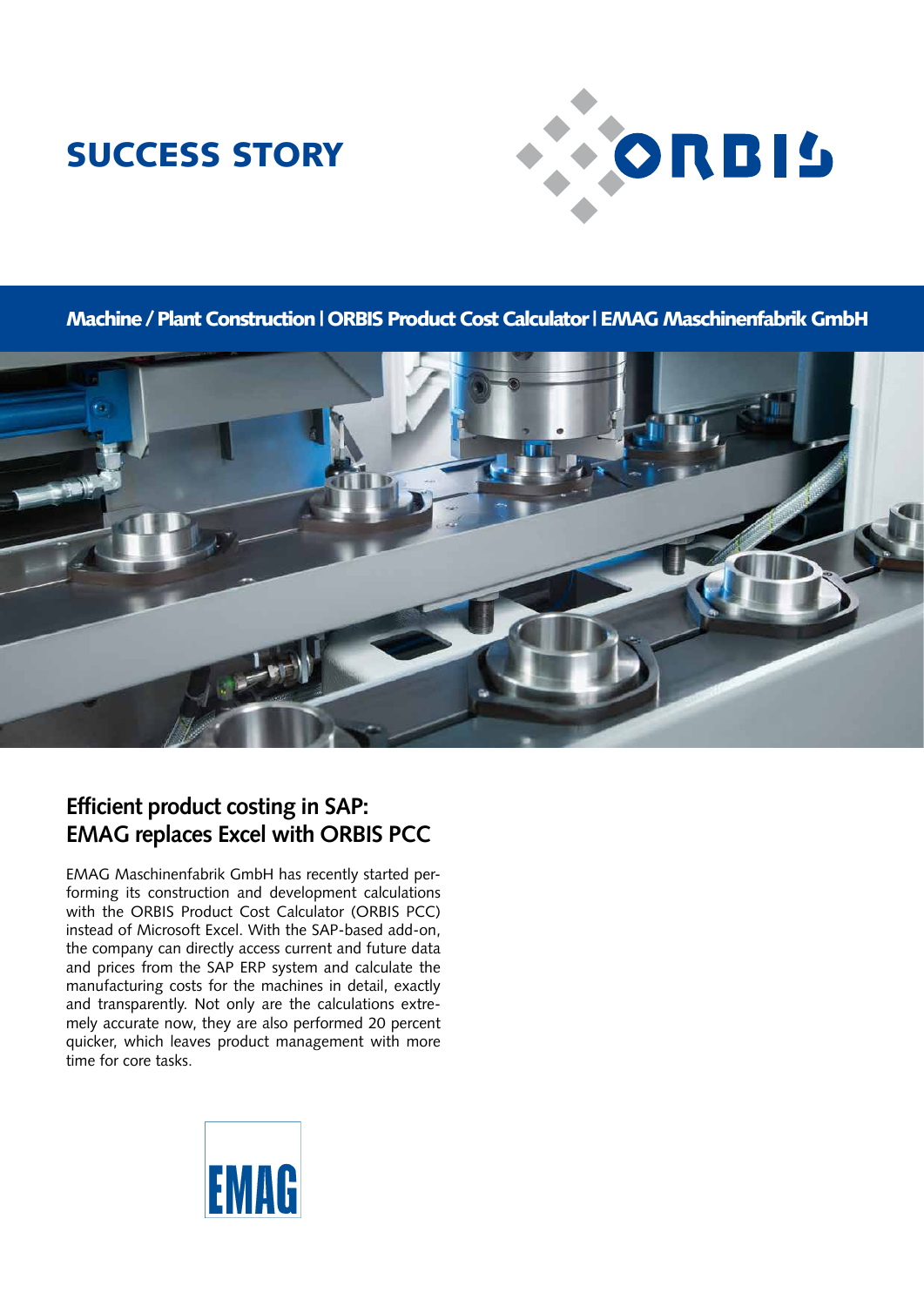# SUCCESS STORY

**Machine / Plant Construction | ORBIS Product Cost Calculator | EMAG Maschinenfabrik GmbH**

## Efficient product costing in SAP: EMAG replaces Excel with ORBIS PCC

EMAG Maschinenfabrik GmbH has recently started performing its construction and development calculations with the ORBIS Product Cost Calculator (ORBIS PCC) instead of Microsoft Excel. With the SAP-based add-on, the company can directly access current and future data and prices from the SAP ERP system and calculate the manufacturing costs for the machines in detail, exactly and transparently. Not only are the calculations extremely accurate now, they are also performed 20 percent quicker, which leaves product management with more time for core tasks.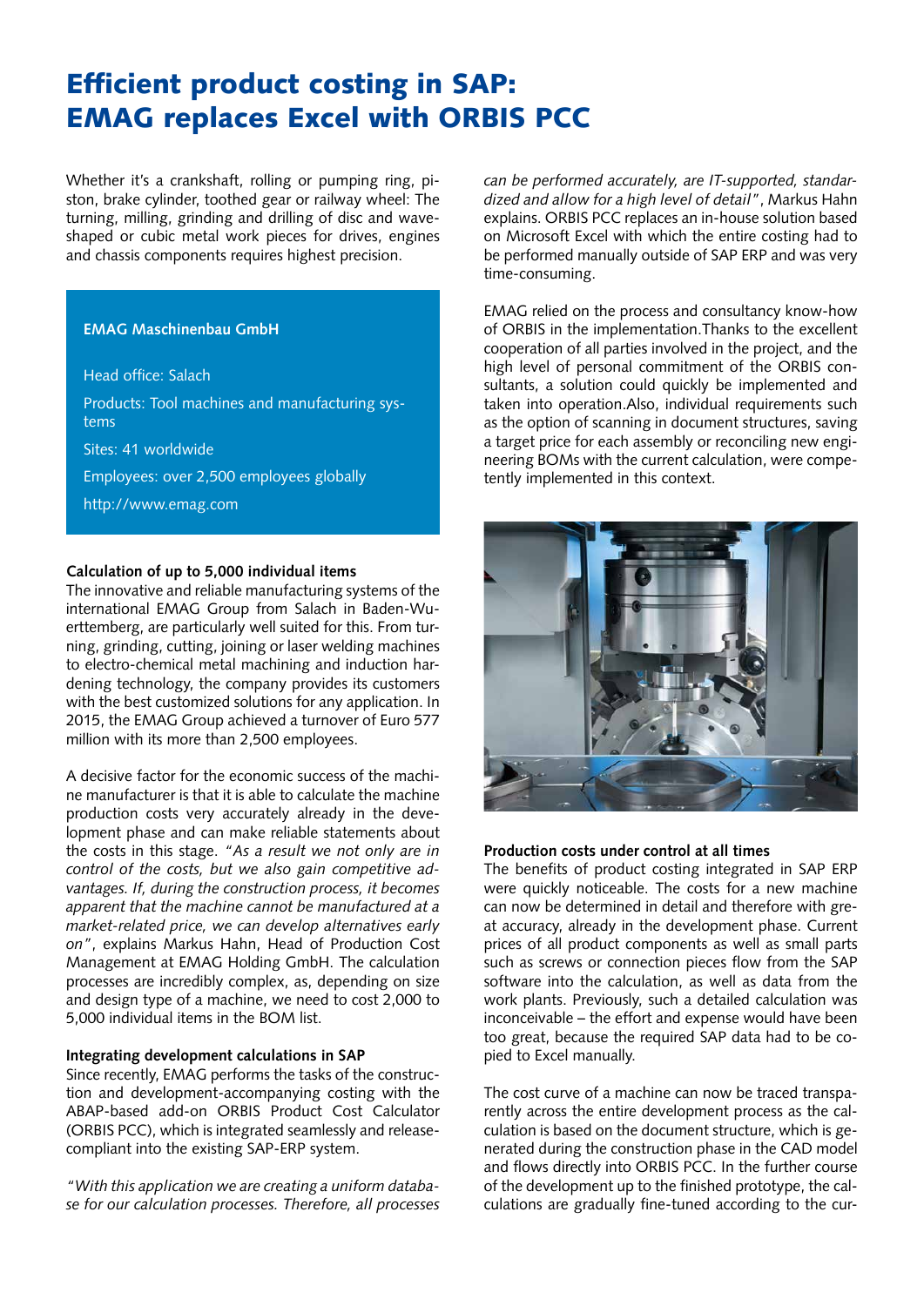# Efficient product costing in SAP: EMAG replaces Excel with ORBIS PCC

Whether it's a crankshaft, rolling or pumping ring, piston, brake cylinder, toothed gear or railway wheel: The turning, milling, grinding and drilling of disc and wave-shaped or cubic metal work pieces for drives, engines and chassis components requires highest precision.

**EMAG Maschinenbau GmbH**

Head office: Salach

Products: Tool machines and manufacturing systems

Sites: 41 worldwide

Employees: over 2,500 employees globally

http://www.emag.com

### Calculation of up to 5,000 individual items

The innovative and reliable manufacturing systems of the international EMAG Group from Salach in Baden-Wuerttemberg, are particularly well suited for this. From turning, grinding, cutting, joining or laser welding machines to electro-chemical metal machining and induction hardening technology, the company provides its customers with the best customized solutions for any application. In 2015, the EMAG Group achieved a turnover of Euro 577 million with its more than 2,500 employees.

A decisive factor for the economic success of the machine manufacturer is that it is able to calculate the machine production costs very accurately already in the development phase and can make reliable statements about the costs in this stage. *"As a result we not only are in control of the costs, but we also gain competitive advantages. If, during the construction process, it becomes apparent that the machine cannot be manufactured at a market-related price, we can develop alternatives early on"*, explains Markus Hahn, Head of Production Cost Management at EMAG Holding GmbH. The calculation processes are incredibly complex, as, depending on size and design type of a machine, we need to cost 2,000 to 5,000 individual items in the BOM list.

### Integrating development calculations in SAP

Since recently, EMAG performs the tasks of the construction and development-accompanying costing with the ABAP-based add-on ORBIS Product Cost Calculator (ORBIS PCC), which is integrated seamlessly and release-compliant into the existing SAP-ERP system.

*"With this application we are creating a uniform database for our calculation processes. Therefore, all processes can be performed accurately, are IT-supported, standardized and allow for a high level of detail"*, Markus Hahn explains. ORBIS PCC replaces an in-house solution based on Microsoft Excel with which the entire costing had to be performed manually outside of SAP ERP and was very time-consuming.

EMAG relied on the process and consultancy know-how of ORBIS in the implementation.Thanks to the excellent cooperation of all parties involved in the project, and the high level of personal commitment of the ORBIS consultants, a solution could quickly be implemented and taken into operation.Also, individual requirements such as the option of scanning in document structures, saving a target price for each assembly or reconciling new engineering BOMs with the current calculation, were competently implemented in this context.

### Production costs under control at all times

The benefits of product costing integrated in SAP ERP were quickly noticeable. The costs for a new machine can now be determined in detail and therefore with great accuracy, already in the development phase. Current prices of all product components as well as small parts such as screws or connection pieces flow from the SAP software into the calculation, as well as data from the work plants. Previously, such a detailed calculation was inconceivable – the effort and expense would have been too great, because the required SAP data had to be copied to Excel manually.

The cost curve of a machine can now be traced transparently across the entire development process as the calculation is based on the document structure, which is generated during the construction phase in the CAD model and flows directly into ORBIS PCC. In the further course of the development up to the finished prototype, the calculations are gradually fine-tuned according to the cur-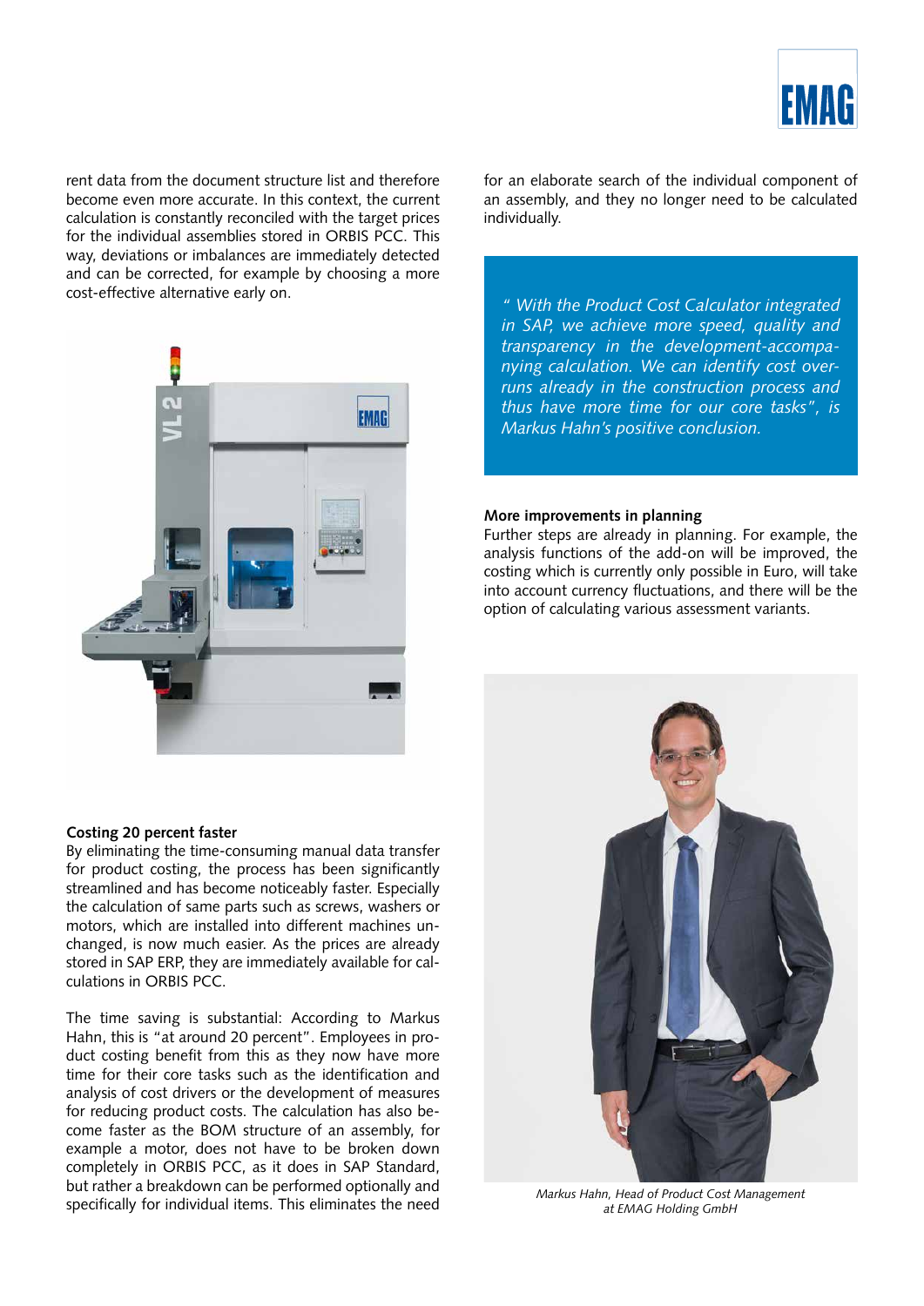rent data from the document structure list and therefore become even more accurate. In this context, the current calculation is constantly reconciled with the target prices for the individual assemblies stored in ORBIS PCC. This way, deviations or imbalances are immediately detected and can be corrected, for example by choosing a more cost-effective alternative early on.

### Costing 20 percent faster

By eliminating the time-consuming manual data transfer for product costing, the process has been significantly streamlined and has become noticeably faster. Especially the calculation of same parts such as screws, washers or motors, which are installed into different machines unchanged, is now much easier. As the prices are already stored in SAP ERP, they are immediately available for calculations in ORBIS PCC.

The time saving is substantial: According to Markus Hahn, this is "at around 20 percent". Employees in product costing benefit from this as they now have more time for their core tasks such as the identification and analysis of cost drivers or the development of measures for reducing product costs. The calculation has also become faster as the BOM structure of an assembly, for example a motor, does not have to be broken down completely in ORBIS PCC, as it does in SAP Standard, but rather a breakdown can be performed optionally and specifically for individual items. This eliminates the need for an elaborate search of the individual component of an assembly, and they no longer need to be calculated individually.

*" With the Product Cost Calculator integrated in SAP, we achieve more speed, quality and transparency in the development-accompanying calculation. We can identify cost overruns already in the construction process and thus have more time for our core tasks", is Markus Hahn's positive conclusion.*

### More improvements in planning

Further steps are already in planning. For example, the analysis functions of the add-on will be improved, the costing which is currently only possible in Euro, will take into account currency fluctuations, and there will be the option of calculating various assessment variants.

*Markus Hahn, Head of Product Cost Management at EMAG Holding GmbH*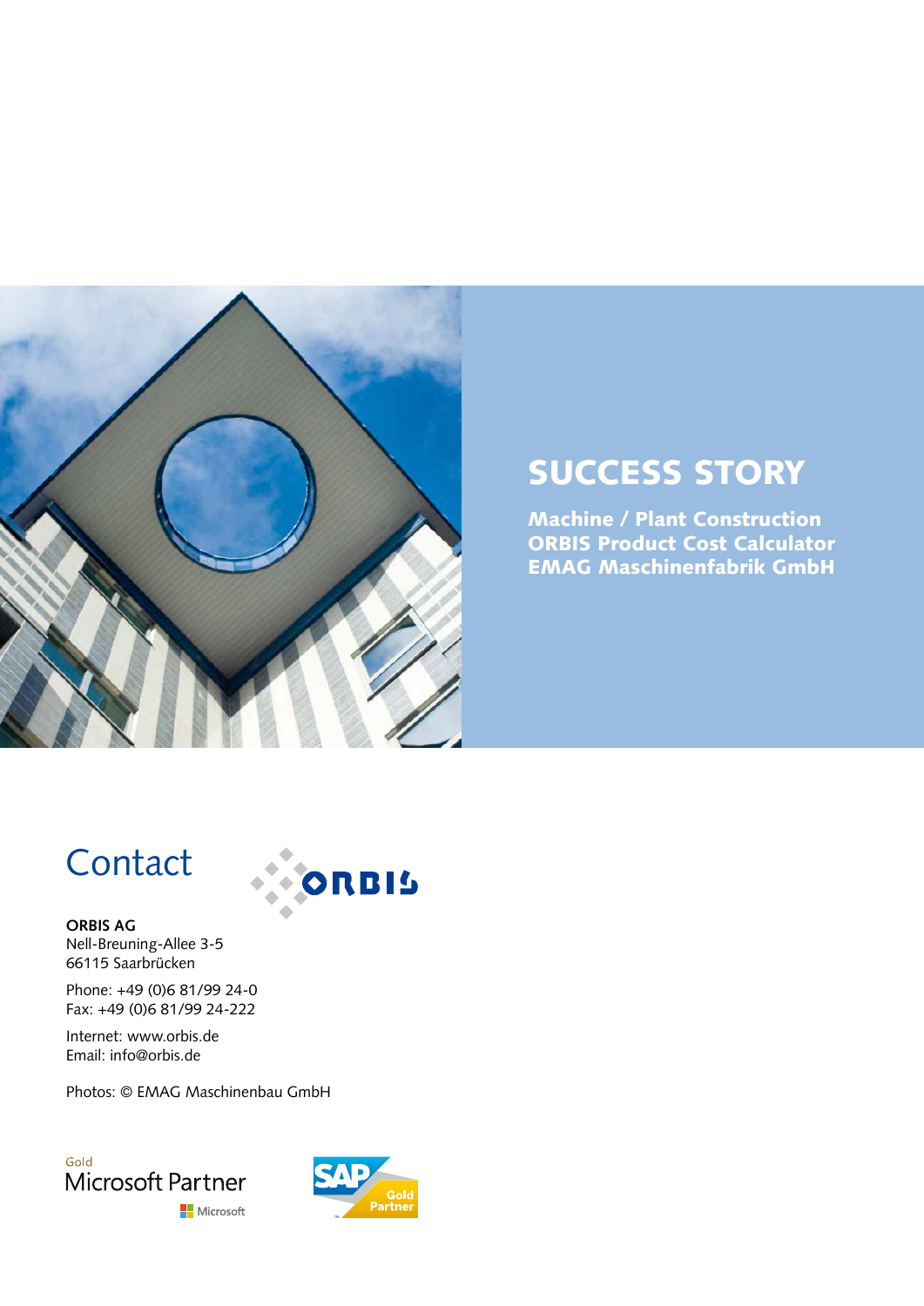# SUCCESS STORY

**Machine / Plant Construction**
**ORBIS Product Cost Calculator**
**EMAG Maschinenfabrik GmbH**

## Contact

**ORBIS AG**
Nell-Breuning-Allee 3-5
66115 Saarbrücken

Phone: +49 (0)6 81/99 24-0
Fax: +49 (0)6 81/99 24-222

Internet: www.orbis.de
Email: info@orbis.de

Photos: © EMAG Maschinenbau GmbH

Gold Microsoft Partner

SAP Gold Partner